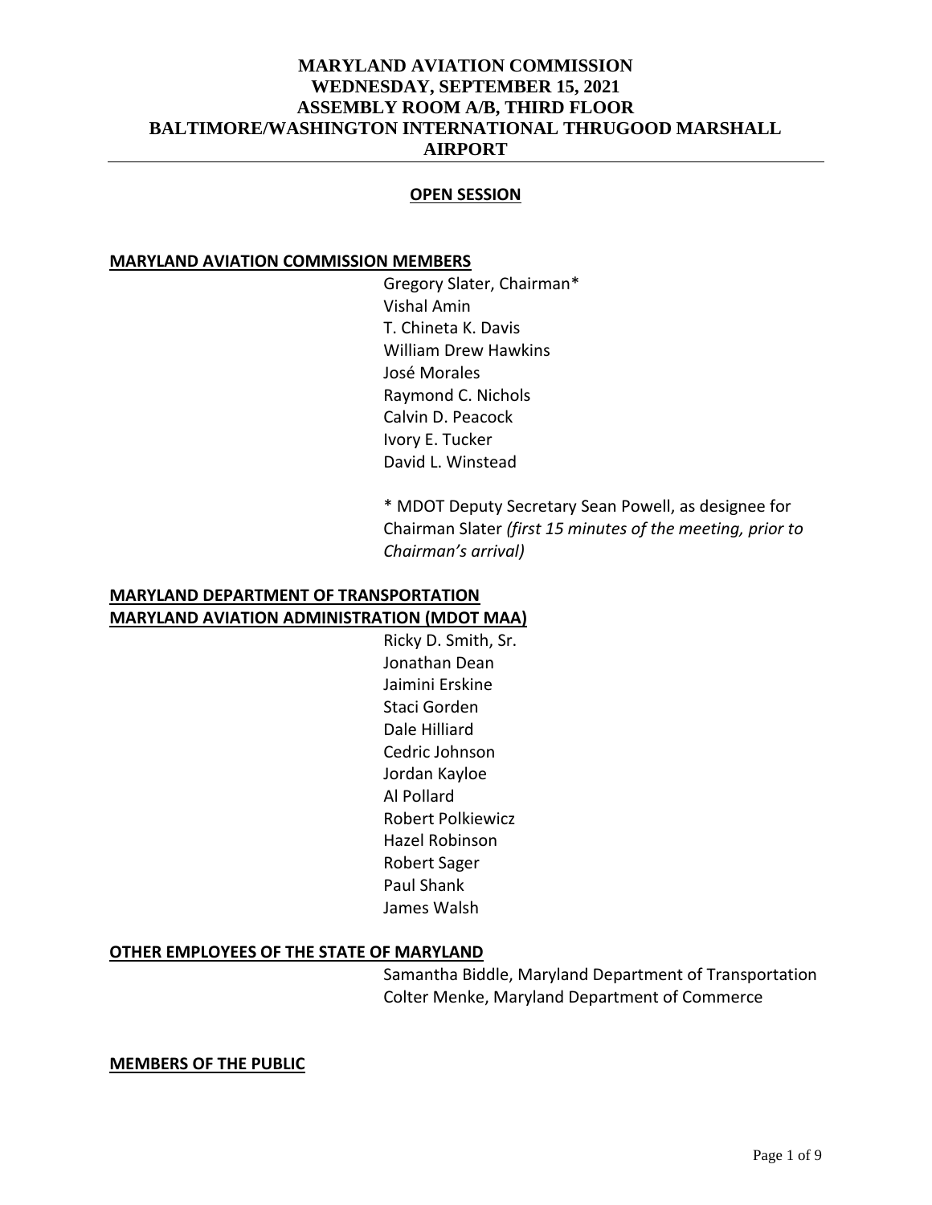# MARYLAND AVIATION COMMISSION
# WEDNESDAY, SEPTEMBER 15, 2021
# ASSEMBLY ROOM A/B, THIRD FLOOR
# BALTIMORE/WASHINGTON INTERNATIONAL THRUGOOD MARSHALL AIRPORT

---

**OPEN SESSION**

**MARYLAND AVIATION COMMISSION MEMBERS**

Gregory Slater, Chairman*
Vishal Amin
T. Chineta K. Davis
William Drew Hawkins
José Morales
Raymond C. Nichols
Calvin D. Peacock
Ivory E. Tucker
David L. Winstead

* MDOT Deputy Secretary Sean Powell, as designee for Chairman Slater *(first 15 minutes of the meeting, prior to Chairman's arrival)*

**MARYLAND DEPARTMENT OF TRANSPORTATION**
**MARYLAND AVIATION ADMINISTRATION (MDOT MAA)**

Ricky D. Smith, Sr.
Jonathan Dean
Jaimini Erskine
Staci Gorden
Dale Hilliard
Cedric Johnson
Jordan Kayloe
Al Pollard
Robert Polkiewicz
Hazel Robinson
Robert Sager
Paul Shank
James Walsh

**OTHER EMPLOYEES OF THE STATE OF MARYLAND**

Samantha Biddle, Maryland Department of Transportation
Colter Menke, Maryland Department of Commerce

**MEMBERS OF THE PUBLIC**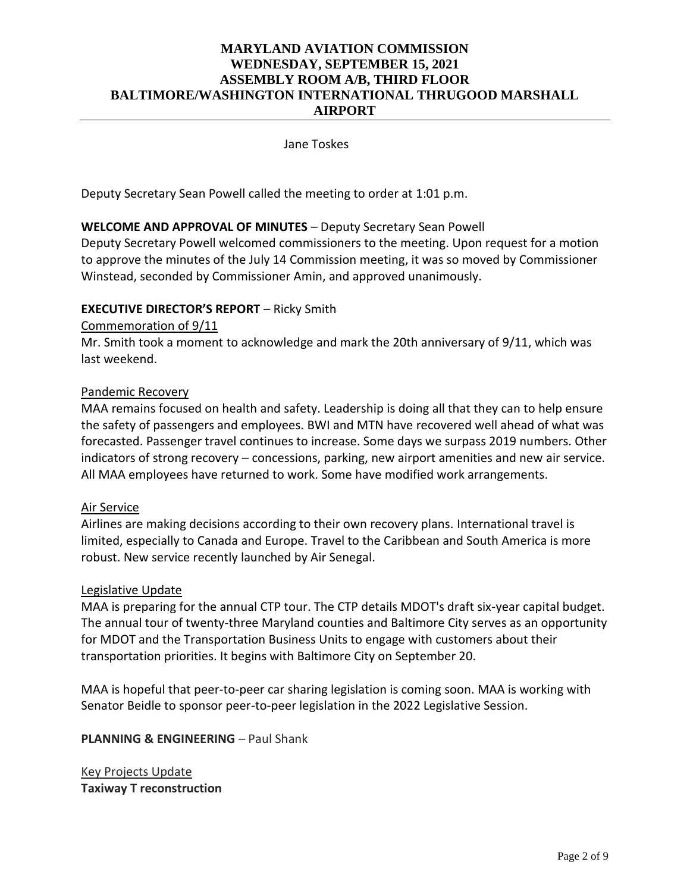Jane Toskes

Deputy Secretary Sean Powell called the meeting to order at 1:01 p.m.

**WELCOME AND APPROVAL OF MINUTES** – Deputy Secretary Sean Powell

Deputy Secretary Powell welcomed commissioners to the meeting. Upon request for a motion to approve the minutes of the July 14 Commission meeting, it was so moved by Commissioner Winstead, seconded by Commissioner Amin, and approved unanimously.

**EXECUTIVE DIRECTOR'S REPORT** – Ricky Smith

Commemoration of 9/11

Mr. Smith took a moment to acknowledge and mark the 20th anniversary of 9/11, which was last weekend.

Pandemic Recovery

MAA remains focused on health and safety. Leadership is doing all that they can to help ensure the safety of passengers and employees. BWI and MTN have recovered well ahead of what was forecasted. Passenger travel continues to increase. Some days we surpass 2019 numbers. Other indicators of strong recovery – concessions, parking, new airport amenities and new air service. All MAA employees have returned to work. Some have modified work arrangements.

Air Service

Airlines are making decisions according to their own recovery plans. International travel is limited, especially to Canada and Europe. Travel to the Caribbean and South America is more robust. New service recently launched by Air Senegal.

Legislative Update

MAA is preparing for the annual CTP tour. The CTP details MDOT's draft six-year capital budget. The annual tour of twenty-three Maryland counties and Baltimore City serves as an opportunity for MDOT and the Transportation Business Units to engage with customers about their transportation priorities. It begins with Baltimore City on September 20.

MAA is hopeful that peer-to-peer car sharing legislation is coming soon. MAA is working with Senator Beidle to sponsor peer-to-peer legislation in the 2022 Legislative Session.

**PLANNING & ENGINEERING** – Paul Shank

Key Projects Update

**Taxiway T reconstruction**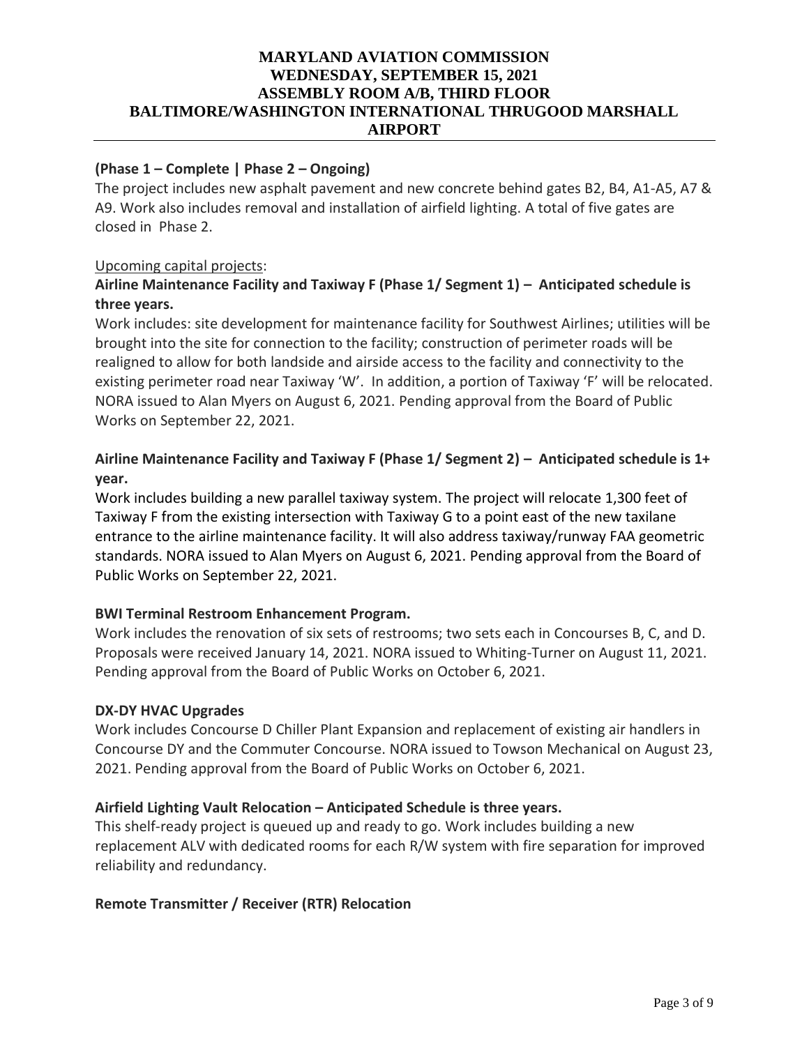**(Phase 1 – Complete | Phase 2 – Ongoing)**

The project includes new asphalt pavement and new concrete behind gates B2, B4, A1-A5, A7 & A9. Work also includes removal and installation of airfield lighting. A total of five gates are closed in Phase 2.

Upcoming capital projects:

**Airline Maintenance Facility and Taxiway F (Phase 1/ Segment 1) – Anticipated schedule is three years.**

Work includes: site development for maintenance facility for Southwest Airlines; utilities will be brought into the site for connection to the facility; construction of perimeter roads will be realigned to allow for both landside and airside access to the facility and connectivity to the existing perimeter road near Taxiway 'W'. In addition, a portion of Taxiway 'F' will be relocated. NORA issued to Alan Myers on August 6, 2021. Pending approval from the Board of Public Works on September 22, 2021.

**Airline Maintenance Facility and Taxiway F (Phase 1/ Segment 2) – Anticipated schedule is 1+ year.**

Work includes building a new parallel taxiway system. The project will relocate 1,300 feet of Taxiway F from the existing intersection with Taxiway G to a point east of the new taxilane entrance to the airline maintenance facility. It will also address taxiway/runway FAA geometric standards. NORA issued to Alan Myers on August 6, 2021. Pending approval from the Board of Public Works on September 22, 2021.

**BWI Terminal Restroom Enhancement Program.**

Work includes the renovation of six sets of restrooms; two sets each in Concourses B, C, and D. Proposals were received January 14, 2021. NORA issued to Whiting-Turner on August 11, 2021. Pending approval from the Board of Public Works on October 6, 2021.

**DX-DY HVAC Upgrades**

Work includes Concourse D Chiller Plant Expansion and replacement of existing air handlers in Concourse DY and the Commuter Concourse. NORA issued to Towson Mechanical on August 23, 2021. Pending approval from the Board of Public Works on October 6, 2021.

**Airfield Lighting Vault Relocation – Anticipated Schedule is three years.**

This shelf-ready project is queued up and ready to go. Work includes building a new replacement ALV with dedicated rooms for each R/W system with fire separation for improved reliability and redundancy.

**Remote Transmitter / Receiver (RTR) Relocation**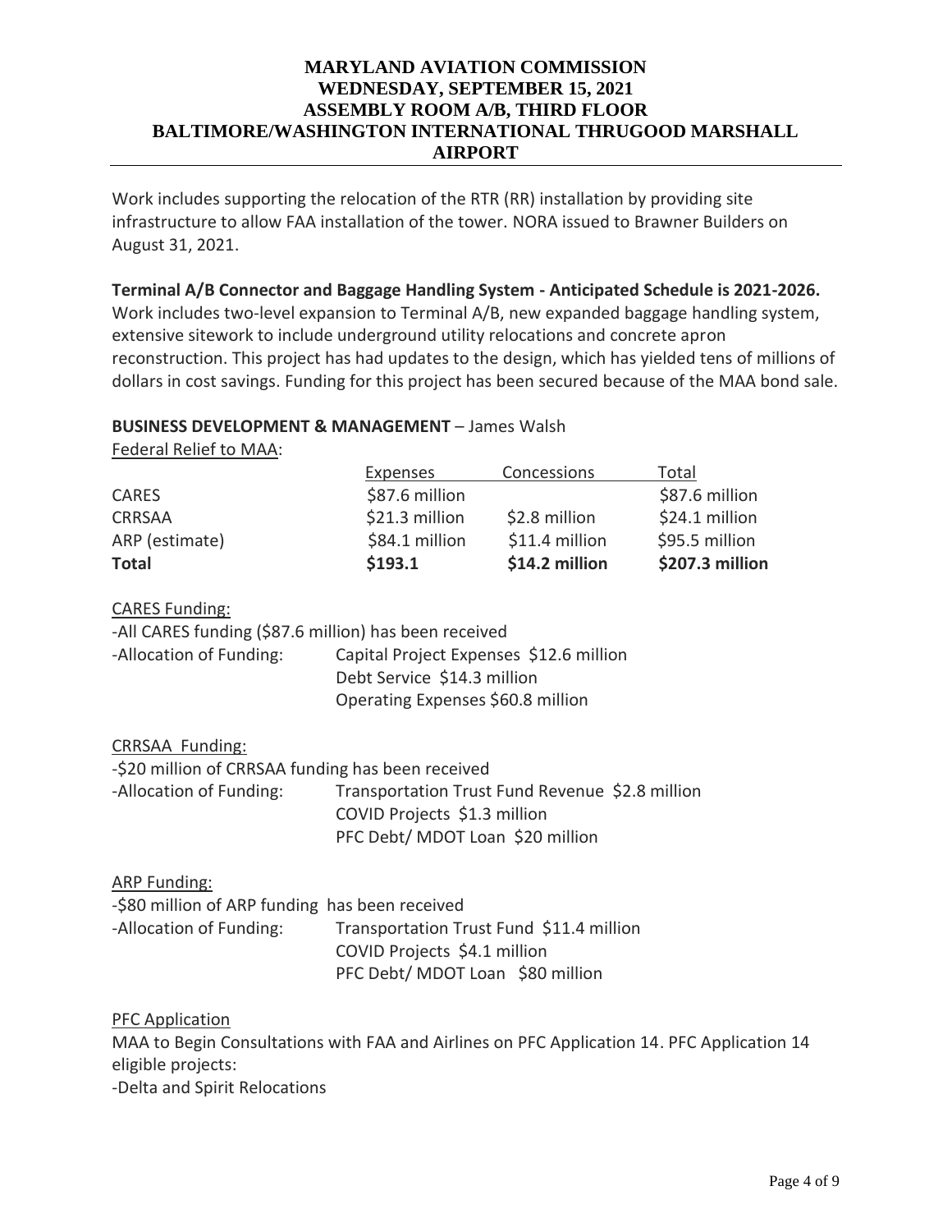Work includes supporting the relocation of the RTR (RR) installation by providing site infrastructure to allow FAA installation of the tower. NORA issued to Brawner Builders on August 31, 2021.

**Terminal A/B Connector and Baggage Handling System - Anticipated Schedule is 2021-2026.** Work includes two-level expansion to Terminal A/B, new expanded baggage handling system, extensive sitework to include underground utility relocations and concrete apron reconstruction. This project has had updates to the design, which has yielded tens of millions of dollars in cost savings. Funding for this project has been secured because of the MAA bond sale.

**BUSINESS DEVELOPMENT & MANAGEMENT** – James Walsh

Federal Relief to MAA:

| | Expenses | Concessions | Total |
|---|---|---|---|
| CARES | $87.6 million | | $87.6 million |
| CRRSAA | $21.3 million | $2.8 million | $24.1 million |
| ARP (estimate) | $84.1 million | $11.4 million | $95.5 million |
| **Total** | **$193.1** | **$14.2 million** | **$207.3 million** |

CARES Funding:

-All CARES funding ($87.6 million) has been received

-Allocation of Funding: Capital Project Expenses $12.6 million
Debt Service $14.3 million
Operating Expenses $60.8 million

CRRSAA Funding:

-$20 million of CRRSAA funding has been received

-Allocation of Funding: Transportation Trust Fund Revenue $2.8 million
COVID Projects $1.3 million
PFC Debt/ MDOT Loan $20 million

ARP Funding:

-$80 million of ARP funding has been received

-Allocation of Funding: Transportation Trust Fund $11.4 million
COVID Projects $4.1 million
PFC Debt/ MDOT Loan $80 million

PFC Application

MAA to Begin Consultations with FAA and Airlines on PFC Application 14. PFC Application 14 eligible projects:

-Delta and Spirit Relocations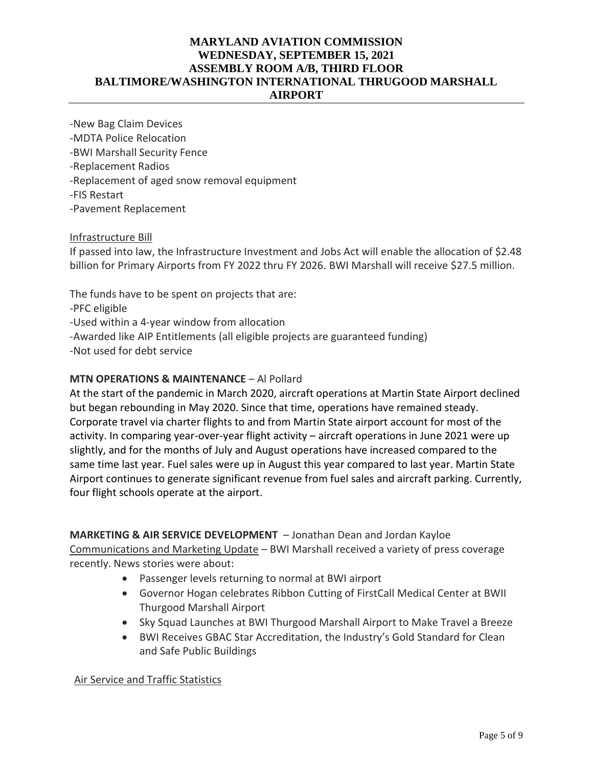-New Bag Claim Devices
-MDTA Police Relocation
-BWI Marshall Security Fence
-Replacement Radios
-Replacement of aged snow removal equipment
-FIS Restart
-Pavement Replacement

Infrastructure Bill

If passed into law, the Infrastructure Investment and Jobs Act will enable the allocation of $2.48 billion for Primary Airports from FY 2022 thru FY 2026. BWI Marshall will receive $27.5 million.

The funds have to be spent on projects that are:
-PFC eligible
-Used within a 4-year window from allocation
-Awarded like AIP Entitlements (all eligible projects are guaranteed funding)
-Not used for debt service

**MTN OPERATIONS & MAINTENANCE** – Al Pollard

At the start of the pandemic in March 2020, aircraft operations at Martin State Airport declined but began rebounding in May 2020. Since that time, operations have remained steady. Corporate travel via charter flights to and from Martin State airport account for most of the activity. In comparing year-over-year flight activity – aircraft operations in June 2021 were up slightly, and for the months of July and August operations have increased compared to the same time last year. Fuel sales were up in August this year compared to last year. Martin State Airport continues to generate significant revenue from fuel sales and aircraft parking. Currently, four flight schools operate at the airport.

**MARKETING & AIR SERVICE DEVELOPMENT** – Jonathan Dean and Jordan Kayloe

Communications and Marketing Update – BWI Marshall received a variety of press coverage recently. News stories were about:

- Passenger levels returning to normal at BWI airport
- Governor Hogan celebrates Ribbon Cutting of FirstCall Medical Center at BWII Thurgood Marshall Airport
- Sky Squad Launches at BWI Thurgood Marshall Airport to Make Travel a Breeze
- BWI Receives GBAC Star Accreditation, the Industry's Gold Standard for Clean and Safe Public Buildings

Air Service and Traffic Statistics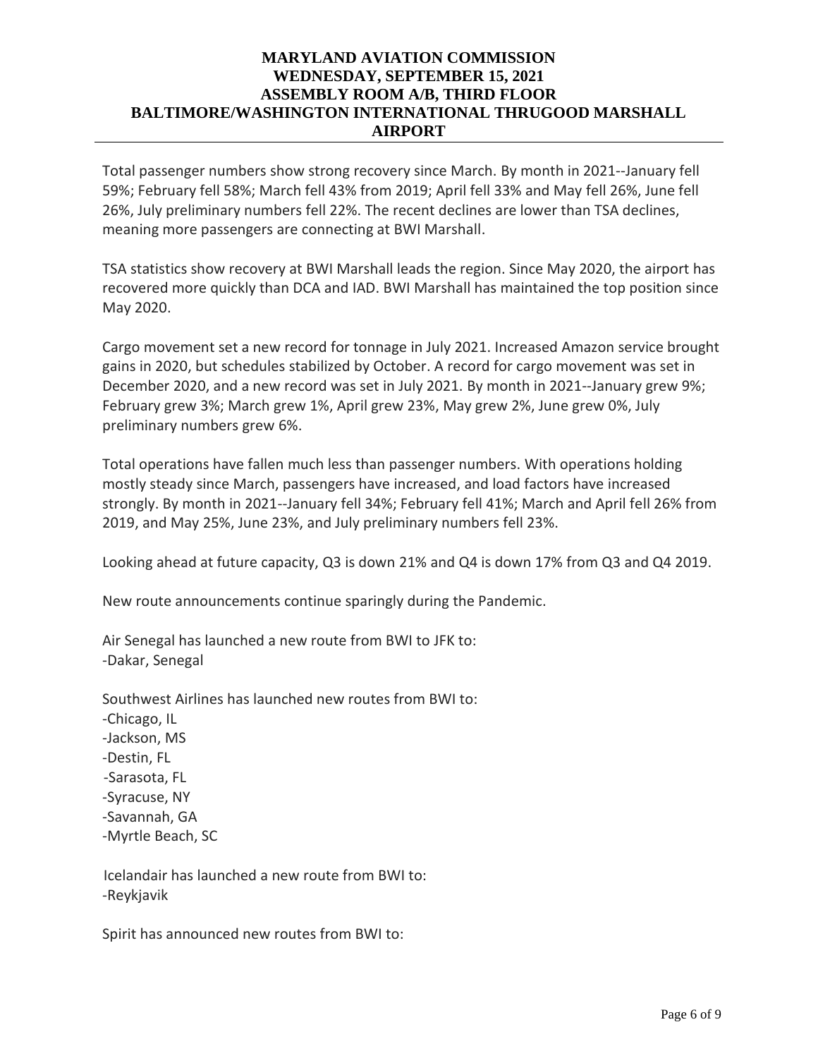Total passenger numbers show strong recovery since March. By month in 2021--January fell 59%; February fell 58%; March fell 43% from 2019; April fell 33% and May fell 26%, June fell 26%, July preliminary numbers fell 22%. The recent declines are lower than TSA declines, meaning more passengers are connecting at BWI Marshall.

TSA statistics show recovery at BWI Marshall leads the region. Since May 2020, the airport has recovered more quickly than DCA and IAD. BWI Marshall has maintained the top position since May 2020.

Cargo movement set a new record for tonnage in July 2021. Increased Amazon service brought gains in 2020, but schedules stabilized by October. A record for cargo movement was set in December 2020, and a new record was set in July 2021. By month in 2021--January grew 9%; February grew 3%; March grew 1%, April grew 23%, May grew 2%, June grew 0%, July preliminary numbers grew 6%.

Total operations have fallen much less than passenger numbers. With operations holding mostly steady since March, passengers have increased, and load factors have increased strongly. By month in 2021--January fell 34%; February fell 41%; March and April fell 26% from 2019, and May 25%, June 23%, and July preliminary numbers fell 23%.

Looking ahead at future capacity, Q3 is down 21% and Q4 is down 17% from Q3 and Q4 2019.

New route announcements continue sparingly during the Pandemic.

Air Senegal has launched a new route from BWI to JFK to:
-Dakar, Senegal

Southwest Airlines has launched new routes from BWI to:
-Chicago, IL
-Jackson, MS
-Destin, FL
-Sarasota, FL
-Syracuse, NY
-Savannah, GA
-Myrtle Beach, SC

Icelandair has launched a new route from BWI to:
-Reykjavik

Spirit has announced new routes from BWI to: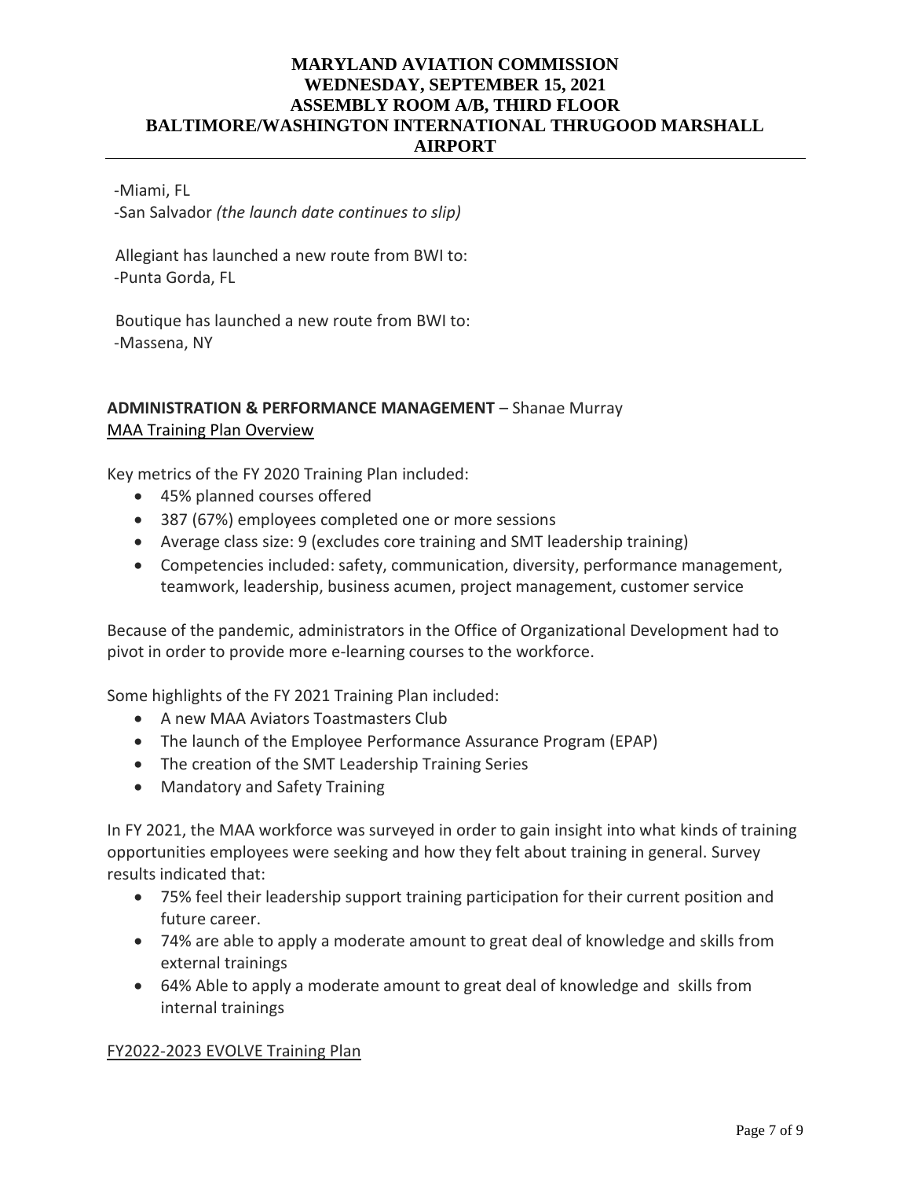-Miami, FL
-San Salvador *(the launch date continues to slip)*

Allegiant has launched a new route from BWI to:
-Punta Gorda, FL

Boutique has launched a new route from BWI to:
-Massena, NY

**ADMINISTRATION & PERFORMANCE MANAGEMENT** – Shanae Murray

MAA Training Plan Overview

Key metrics of the FY 2020 Training Plan included:

- 45% planned courses offered
- 387 (67%) employees completed one or more sessions
- Average class size: 9 (excludes core training and SMT leadership training)
- Competencies included: safety, communication, diversity, performance management, teamwork, leadership, business acumen, project management, customer service

Because of the pandemic, administrators in the Office of Organizational Development had to pivot in order to provide more e-learning courses to the workforce.

Some highlights of the FY 2021 Training Plan included:

- A new MAA Aviators Toastmasters Club
- The launch of the Employee Performance Assurance Program (EPAP)
- The creation of the SMT Leadership Training Series
- Mandatory and Safety Training

In FY 2021, the MAA workforce was surveyed in order to gain insight into what kinds of training opportunities employees were seeking and how they felt about training in general. Survey results indicated that:

- 75% feel their leadership support training participation for their current position and future career.
- 74% are able to apply a moderate amount to great deal of knowledge and skills from external trainings
- 64% Able to apply a moderate amount to great deal of knowledge and skills from internal trainings

FY2022-2023 EVOLVE Training Plan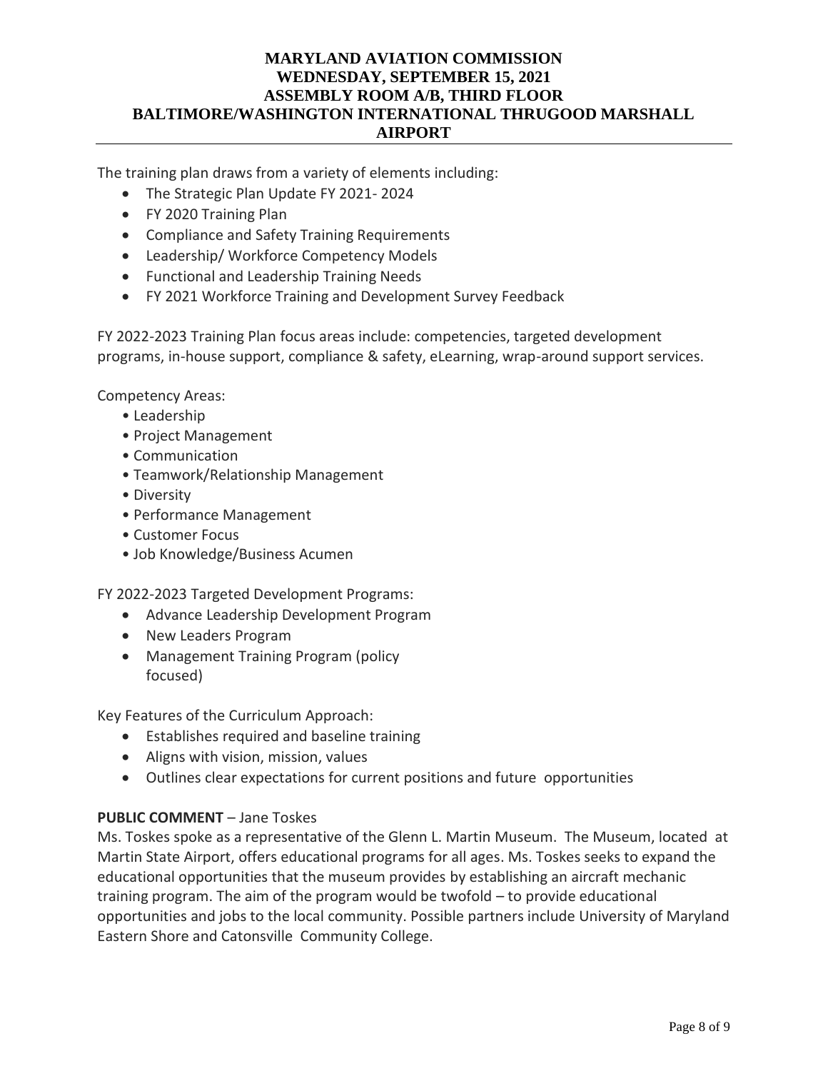The training plan draws from a variety of elements including:

- The Strategic Plan Update FY 2021- 2024
- FY 2020 Training Plan
- Compliance and Safety Training Requirements
- Leadership/ Workforce Competency Models
- Functional and Leadership Training Needs
- FY 2021 Workforce Training and Development Survey Feedback

FY 2022-2023 Training Plan focus areas include: competencies, targeted development programs, in-house support, compliance & safety, eLearning, wrap-around support services.

Competency Areas:

- Leadership
- Project Management
- Communication
- Teamwork/Relationship Management
- Diversity
- Performance Management
- Customer Focus
- Job Knowledge/Business Acumen

FY 2022-2023 Targeted Development Programs:

- Advance Leadership Development Program
- New Leaders Program
- Management Training Program (policy focused)

Key Features of the Curriculum Approach:

- Establishes required and baseline training
- Aligns with vision, mission, values
- Outlines clear expectations for current positions and future opportunities

**PUBLIC COMMENT** – Jane Toskes

Ms. Toskes spoke as a representative of the Glenn L. Martin Museum. The Museum, located at Martin State Airport, offers educational programs for all ages. Ms. Toskes seeks to expand the educational opportunities that the museum provides by establishing an aircraft mechanic training program. The aim of the program would be twofold – to provide educational opportunities and jobs to the local community. Possible partners include University of Maryland Eastern Shore and Catonsville Community College.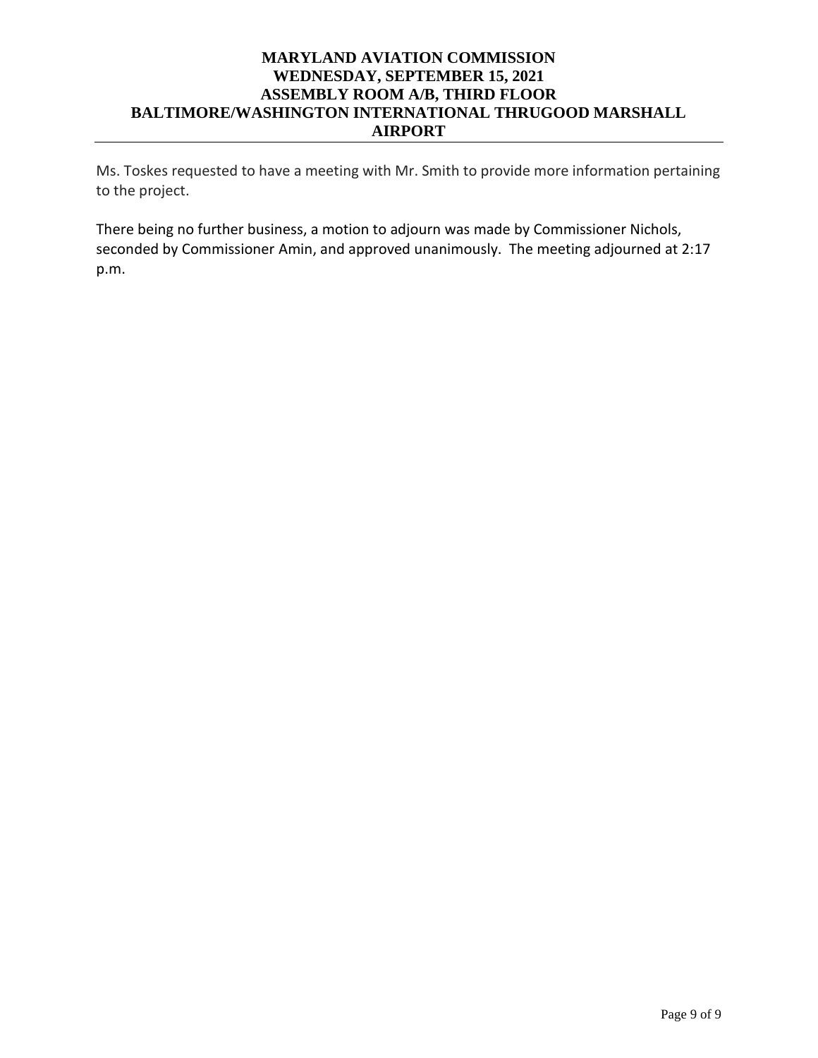Ms. Toskes requested to have a meeting with Mr. Smith to provide more information pertaining to the project.

There being no further business, a motion to adjourn was made by Commissioner Nichols, seconded by Commissioner Amin, and approved unanimously. The meeting adjourned at 2:17 p.m.